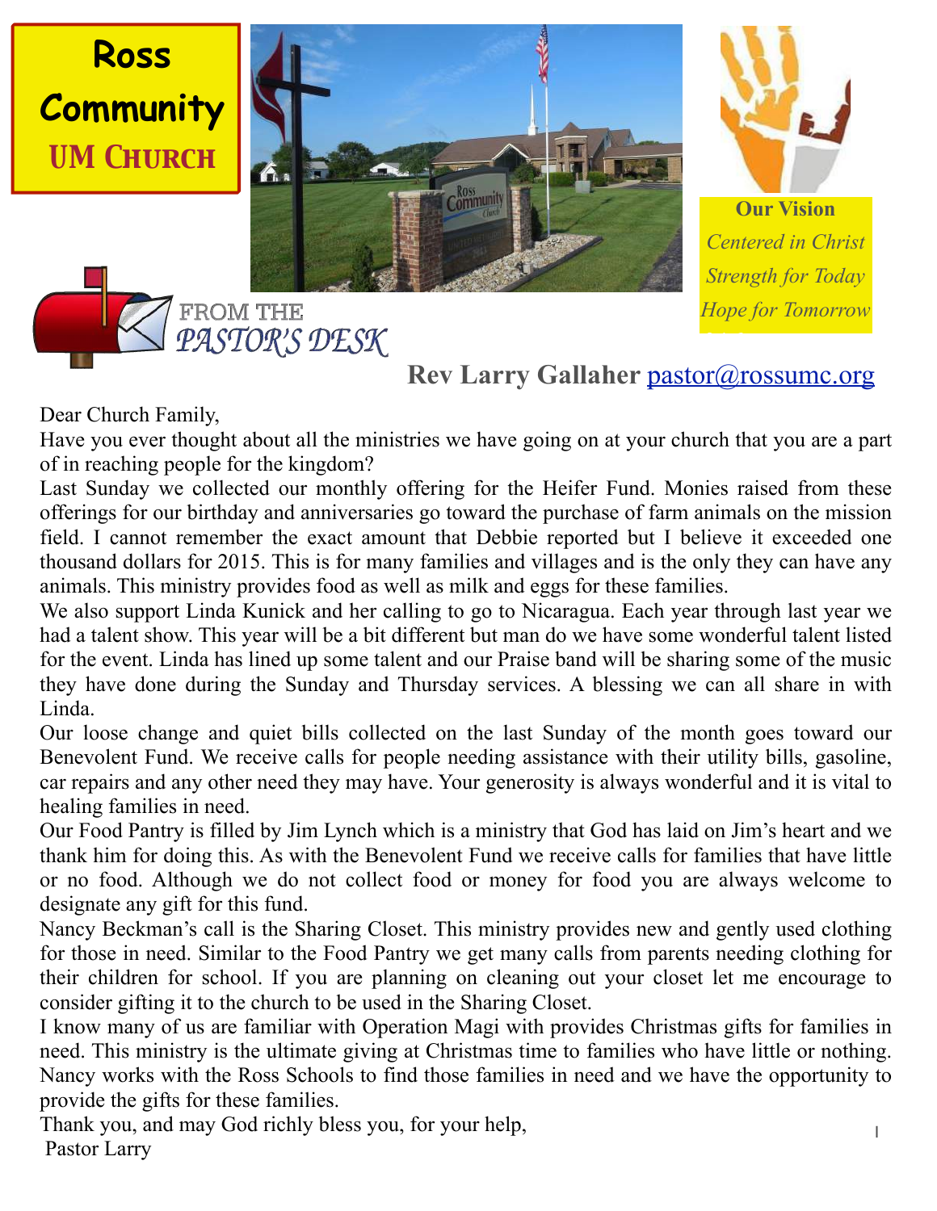# Ross Community UM Church

**Our Vision**

*Centered in Christ*
*Strength for Today*
*Hope for Tomorrow*

## FROM THE PASTOR'S DESK

**Rev Larry Gallaher** pastor@rossumc.org

Dear Church Family,

Have you ever thought about all the ministries we have going on at your church that you are a part of in reaching people for the kingdom?

Last Sunday we collected our monthly offering for the Heifer Fund. Monies raised from these offerings for our birthday and anniversaries go toward the purchase of farm animals on the mission field. I cannot remember the exact amount that Debbie reported but I believe it exceeded one thousand dollars for 2015. This is for many families and villages and is the only they can have any animals. This ministry provides food as well as milk and eggs for these families.

We also support Linda Kunick and her calling to go to Nicaragua. Each year through last year we had a talent show. This year will be a bit different but man do we have some wonderful talent listed for the event. Linda has lined up some talent and our Praise band will be sharing some of the music they have done during the Sunday and Thursday services. A blessing we can all share in with Linda.

Our loose change and quiet bills collected on the last Sunday of the month goes toward our Benevolent Fund. We receive calls for people needing assistance with their utility bills, gasoline, car repairs and any other need they may have. Your generosity is always wonderful and it is vital to healing families in need.

Our Food Pantry is filled by Jim Lynch which is a ministry that God has laid on Jim's heart and we thank him for doing this. As with the Benevolent Fund we receive calls for families that have little or no food. Although we do not collect food or money for food you are always welcome to designate any gift for this fund.

Nancy Beckman's call is the Sharing Closet. This ministry provides new and gently used clothing for those in need. Similar to the Food Pantry we get many calls from parents needing clothing for their children for school. If you are planning on cleaning out your closet let me encourage to consider gifting it to the church to be used in the Sharing Closet.

I know many of us are familiar with Operation Magi with provides Christmas gifts for families in need. This ministry is the ultimate giving at Christmas time to families who have little or nothing. Nancy works with the Ross Schools to find those families in need and we have the opportunity to provide the gifts for these families.

Thank you, and may God richly bless you, for your help,

Pastor Larry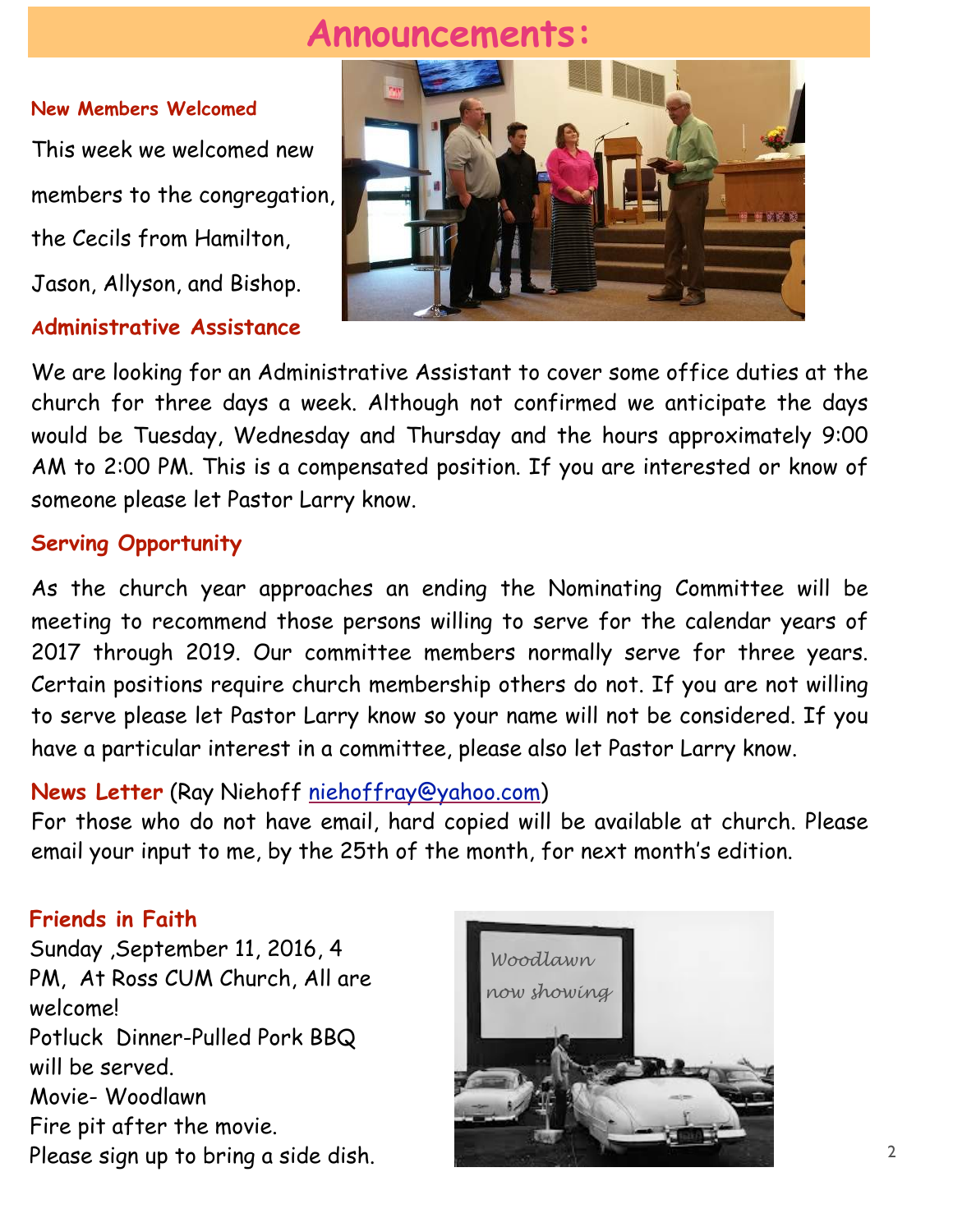# Announcements:

### New Members Welcomed

This week we welcomed new members to the congregation, the Cecils from Hamilton, Jason, Allyson, and Bishop.

### Administrative Assistance

We are looking for an Administrative Assistant to cover some office duties at the church for three days a week. Although not confirmed we anticipate the days would be Tuesday, Wednesday and Thursday and the hours approximately 9:00 AM to 2:00 PM. This is a compensated position. If you are interested or know of someone please let Pastor Larry know.

### Serving Opportunity

As the church year approaches an ending the Nominating Committee will be meeting to recommend those persons willing to serve for the calendar years of 2017 through 2019. Our committee members normally serve for three years. Certain positions require church membership others do not. If you are not willing to serve please let Pastor Larry know so your name will not be considered. If you have a particular interest in a committee, please also let Pastor Larry know.

**News Letter** (Ray Niehoff niehoffray@yahoo.com)
For those who do not have email, hard copied will be available at church. Please email your input to me, by the 25th of the month, for next month's edition.

### Friends in Faith

Sunday ,September 11, 2016, 4 PM, At Ross CUM Church, All are welcome!
Potluck Dinner-Pulled Pork BBQ will be served.
Movie- Woodlawn
Fire pit after the movie.
Please sign up to bring a side dish.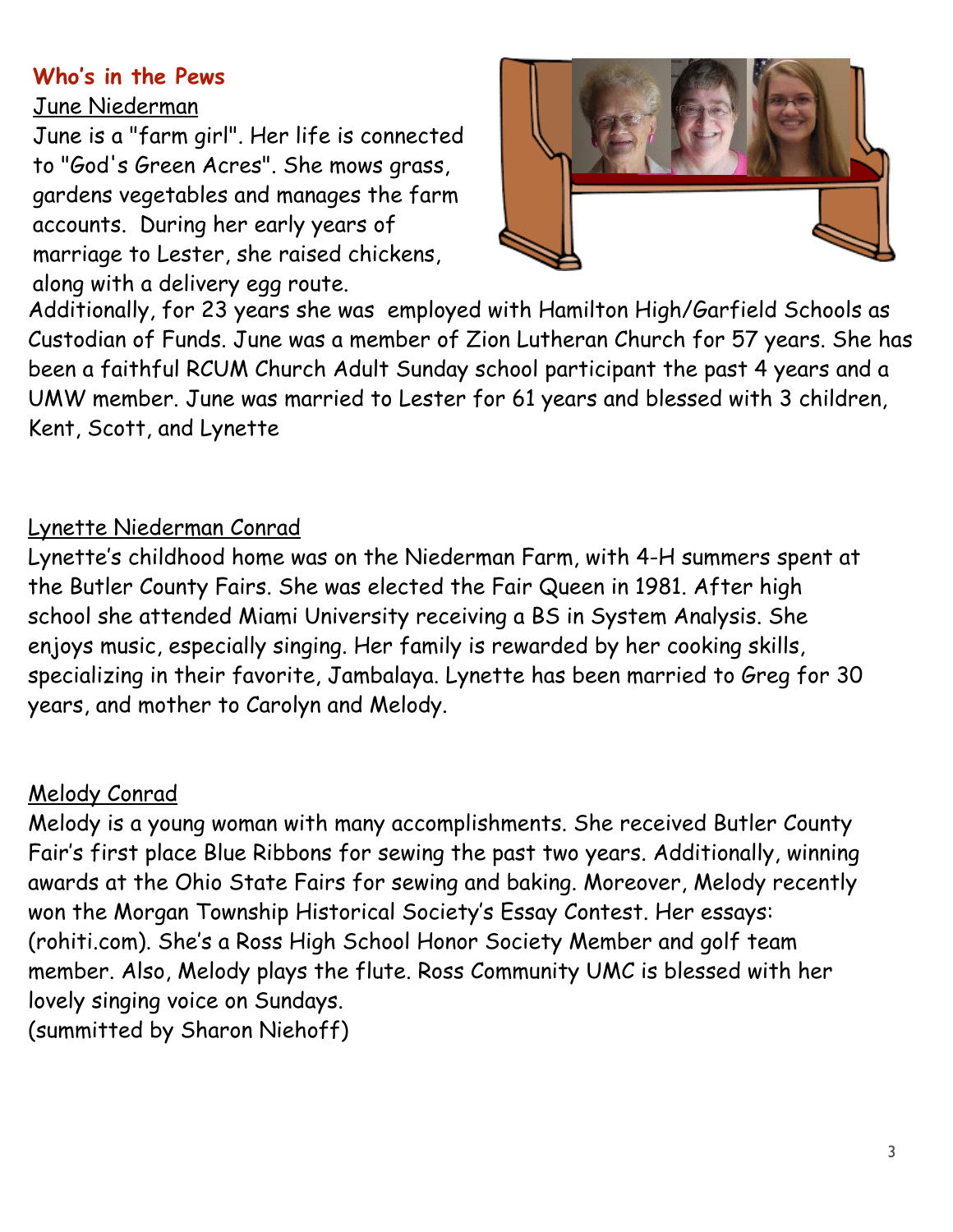## Who's in the Pews

June Niederman

June is a "farm girl". Her life is connected to "God's Green Acres". She mows grass, gardens vegetables and manages the farm accounts. During her early years of marriage to Lester, she raised chickens, along with a delivery egg route. Additionally, for 23 years she was employed with Hamilton High/Garfield Schools as Custodian of Funds. June was a member of Zion Lutheran Church for 57 years. She has been a faithful RCUM Church Adult Sunday school participant the past 4 years and a UMW member. June was married to Lester for 61 years and blessed with 3 children, Kent, Scott, and Lynette

Lynette Niederman Conrad

Lynette's childhood home was on the Niederman Farm, with 4-H summers spent at the Butler County Fairs. She was elected the Fair Queen in 1981. After high school she attended Miami University receiving a BS in System Analysis. She enjoys music, especially singing. Her family is rewarded by her cooking skills, specializing in their favorite, Jambalaya. Lynette has been married to Greg for 30 years, and mother to Carolyn and Melody.

Melody Conrad

Melody is a young woman with many accomplishments. She received Butler County Fair's first place Blue Ribbons for sewing the past two years. Additionally, winning awards at the Ohio State Fairs for sewing and baking. Moreover, Melody recently won the Morgan Township Historical Society's Essay Contest. Her essays: (rohiti.com). She's a Ross High School Honor Society Member and golf team member. Also, Melody plays the flute. Ross Community UMC is blessed with her lovely singing voice on Sundays.
(summitted by Sharon Niehoff)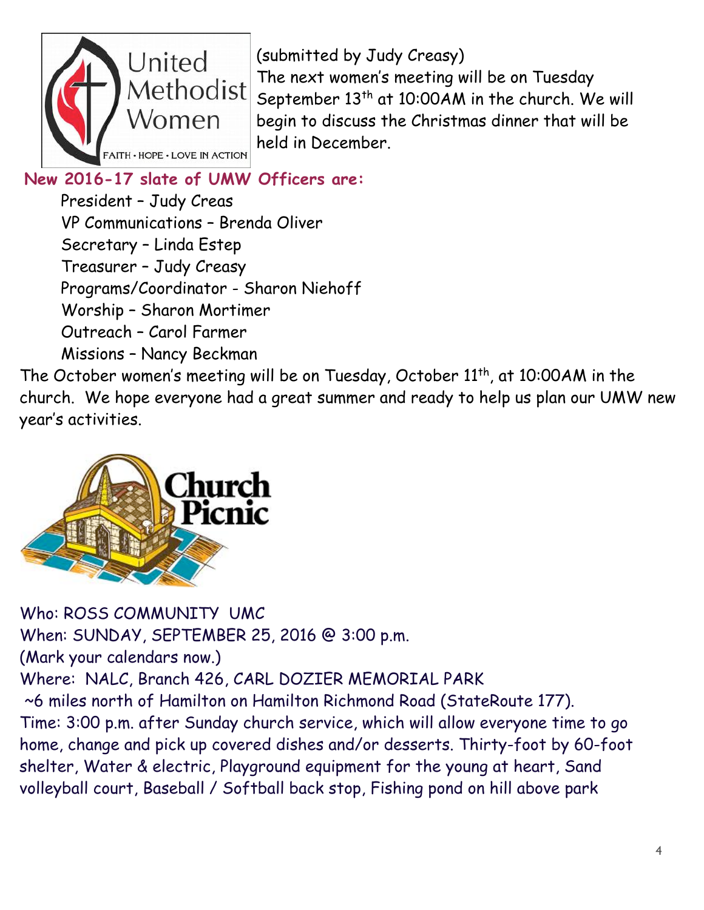(submitted by Judy Creasy)
The next women's meeting will be on Tuesday September 13th at 10:00AM in the church. We will begin to discuss the Christmas dinner that will be held in December.

**New 2016-17 slate of UMW Officers are:**

President – Judy Creas
VP Communications – Brenda Oliver
Secretary – Linda Estep
Treasurer – Judy Creasy
Programs/Coordinator - Sharon Niehoff
Worship – Sharon Mortimer
Outreach – Carol Farmer
Missions – Nancy Beckman

The October women's meeting will be on Tuesday, October 11th, at 10:00AM in the church. We hope everyone had a great summer and ready to help us plan our UMW new year's activities.

Church Picnic

Who: ROSS COMMUNITY UMC
When: SUNDAY, SEPTEMBER 25, 2016 @ 3:00 p.m.
(Mark your calendars now.)
Where: NALC, Branch 426, CARL DOZIER MEMORIAL PARK
~6 miles north of Hamilton on Hamilton Richmond Road (StateRoute 177).
Time: 3:00 p.m. after Sunday church service, which will allow everyone time to go home, change and pick up covered dishes and/or desserts. Thirty-foot by 60-foot shelter, Water & electric, Playground equipment for the young at heart, Sand volleyball court, Baseball / Softball back stop, Fishing pond on hill above park